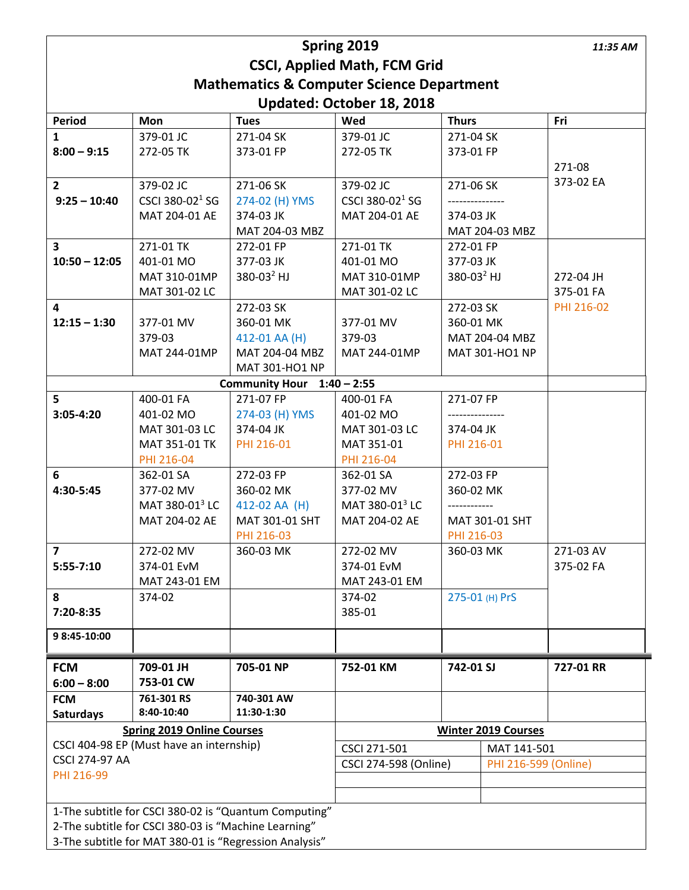# Spring 2019

*11:35 AM*

## CSCI, Applied Math, FCM Grid

## Mathematics & Computer Science Department

## Updated: October 18, 2018

| Period | Mon | Tues | Wed | Thurs | Fri |
|---|---|---|---|---|---|
| 1<br>8:00 – 9:15 | 379-01 JC<br>272-05 TK | 271-04 SK<br>373-01 FP | 379-01 JC<br>272-05 TK | 271-04 SK<br>373-01 FP | 271-08<br>373-02 EA |
| 2<br>9:25 – 10:40 | 379-02 JC<br>CSCI 380-02[1] SG<br>MAT 204-01 AE | 271-06 SK<br>274-02 (H) YMS<br>374-03 JK<br>MAT 204-03 MBZ | 379-02 JC<br>CSCI 380-02[1] SG<br>MAT 204-01 AE | 271-06 SK<br>---------------<br>374-03 JK<br>MAT 204-03 MBZ | |
| 3<br>10:50 – 12:05 | 271-01 TK<br>401-01 MO<br>MAT 310-01MP<br>MAT 301-02 LC | 272-01 FP<br>377-03 JK<br>380-03[2] HJ | 271-01 TK<br>401-01 MO<br>MAT 310-01MP<br>MAT 301-02 LC | 272-01 FP<br>377-03 JK<br>380-03[2] HJ | 272-04 JH<br>375-01 FA<br>PHI 216-02 |
| 4<br>12:15 – 1:30 | 377-01 MV<br>379-03<br>MAT 244-01MP | 272-03 SK<br>360-01 MK<br>412-01 AA (H)<br>MAT 204-04 MBZ<br>MAT 301-HO1 NP | 377-01 MV<br>379-03<br>MAT 244-01MP | 272-03 SK<br>360-01 MK<br>MAT 204-04 MBZ<br>MAT 301-HO1 NP | |
| **Community Hour 1:40 – 2:55** | | | | | |
| 5<br>3:05-4:20 | 400-01 FA<br>401-02 MO<br>MAT 301-03 LC<br>MAT 351-01 TK<br>PHI 216-04 | 271-07 FP<br>274-03 (H) YMS<br>374-04 JK<br>PHI 216-01 | 400-01 FA<br>401-02 MO<br>MAT 301-03 LC<br>MAT 351-01<br>PHI 216-04 | 271-07 FP<br>---------------<br>374-04 JK<br>PHI 216-01 | |
| 6<br>4:30-5:45 | 362-01 SA<br>377-02 MV<br>MAT 380-01[3] LC<br>MAT 204-02 AE | 272-03 FP<br>360-02 MK<br>412-02 AA (H)<br>MAT 301-01 SHT<br>PHI 216-03 | 362-01 SA<br>377-02 MV<br>MAT 380-01[3] LC<br>MAT 204-02 AE | 272-03 FP<br>360-02 MK<br>------------<br>MAT 301-01 SHT<br>PHI 216-03 | |
| 7<br>5:55-7:10 | 272-02 MV<br>374-01 EvM<br>MAT 243-01 EM | 360-03 MK | 272-02 MV<br>374-01 EvM<br>MAT 243-01 EM | 360-03 MK | 271-03 AV<br>375-02 FA |
| 8<br>7:20-8:35 | 374-02 | | 374-02<br>385-01 | 275-01 (H) PrS | |
| 9 8:45-10:00 | | | | | |
| **FCM<br>6:00 – 8:00** | **709-01 JH<br>753-01 CW** | **705-01 NP** | **752-01 KM** | **742-01 SJ** | **727-01 RR** |
| **FCM<br>Saturdays** | **761-301 RS<br>8:40-10:40** | **740-301 AW<br>11:30-1:30** | | | |

**Spring 2019 Online Courses**

- CSCI 404-98 EP (Must have an internship)
- CSCI 274-97 AA
- PHI 216-99

**Winter 2019 Courses**

| | |
|---|---|
| CSCI 271-501 | MAT 141-501 |
| CSCI 274-598 (Online) | PHI 216-599 (Online) |

1-The subtitle for CSCI 380-02 is "Quantum Computing"
2-The subtitle for CSCI 380-03 is "Machine Learning"
3-The subtitle for MAT 380-01 is "Regression Analysis"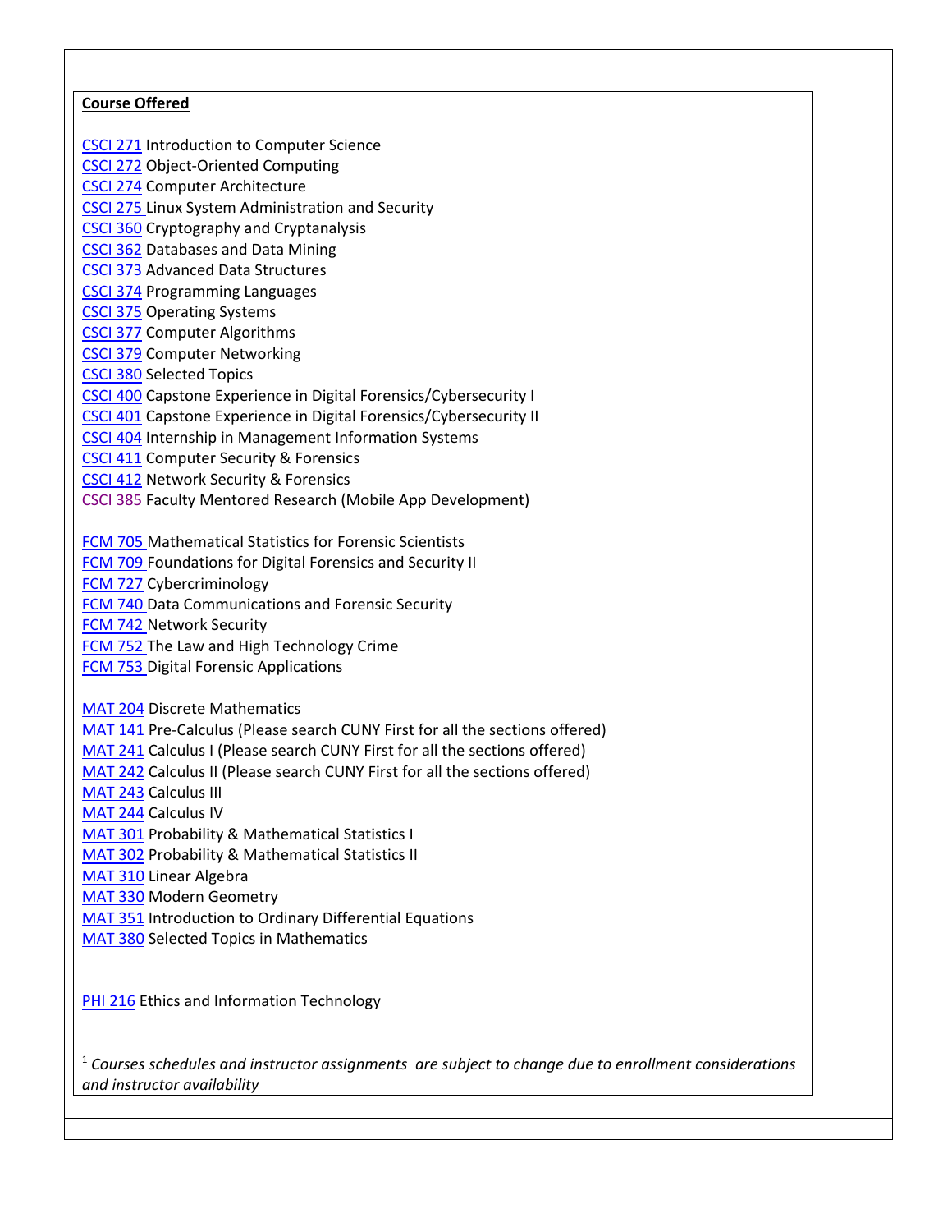**Course Offered**

CSCI 271 Introduction to Computer Science
CSCI 272 Object-Oriented Computing
CSCI 274 Computer Architecture
CSCI 275 Linux System Administration and Security
CSCI 360 Cryptography and Cryptanalysis
CSCI 362 Databases and Data Mining
CSCI 373 Advanced Data Structures
CSCI 374 Programming Languages
CSCI 375 Operating Systems
CSCI 377 Computer Algorithms
CSCI 379 Computer Networking
CSCI 380 Selected Topics
CSCI 400 Capstone Experience in Digital Forensics/Cybersecurity I
CSCI 401 Capstone Experience in Digital Forensics/Cybersecurity II
CSCI 404 Internship in Management Information Systems
CSCI 411 Computer Security & Forensics
CSCI 412 Network Security & Forensics
CSCI 385 Faculty Mentored Research (Mobile App Development)

FCM 705 Mathematical Statistics for Forensic Scientists
FCM 709 Foundations for Digital Forensics and Security II
FCM 727 Cybercriminology
FCM 740 Data Communications and Forensic Security
FCM 742 Network Security
FCM 752 The Law and High Technology Crime
FCM 753 Digital Forensic Applications

MAT 204 Discrete Mathematics
MAT 141 Pre-Calculus (Please search CUNY First for all the sections offered)
MAT 241 Calculus I (Please search CUNY First for all the sections offered)
MAT 242 Calculus II (Please search CUNY First for all the sections offered)
MAT 243 Calculus III
MAT 244 Calculus IV
MAT 301 Probability & Mathematical Statistics I
MAT 302 Probability & Mathematical Statistics II
MAT 310 Linear Algebra
MAT 330 Modern Geometry
MAT 351 Introduction to Ordinary Differential Equations
MAT 380 Selected Topics in Mathematics

PHI 216 Ethics and Information Technology

[1] *Courses schedules and instructor assignments are subject to change due to enrollment considerations and instructor availability*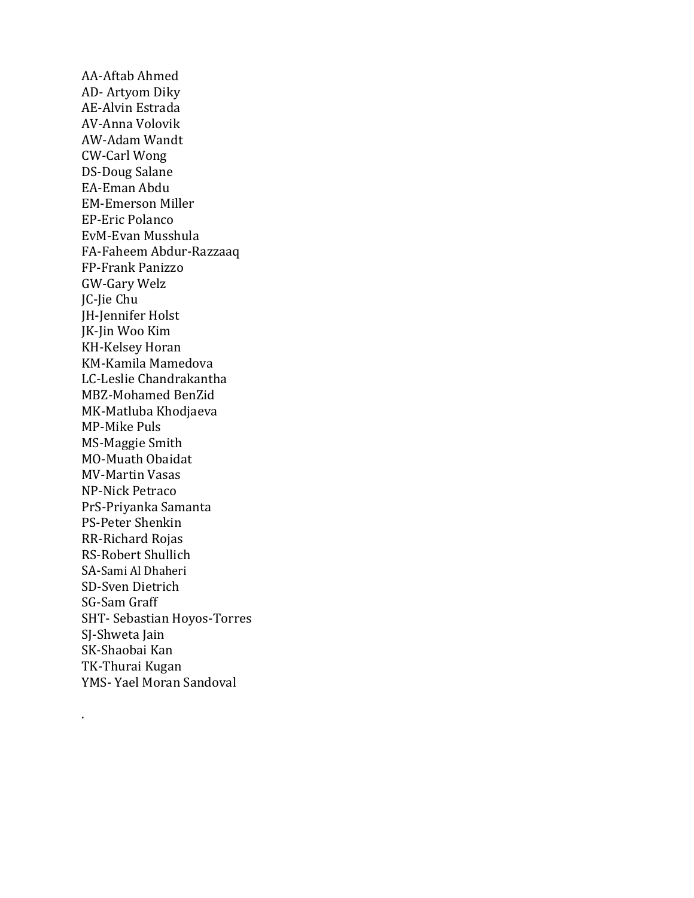AA-Aftab Ahmed
AD- Artyom Diky
AE-Alvin Estrada
AV-Anna Volovik
AW-Adam Wandt
CW-Carl Wong
DS-Doug Salane
EA-Eman Abdu
EM-Emerson Miller
EP-Eric Polanco
EvM-Evan Musshula
FA-Faheem Abdur-Razzaaq
FP-Frank Panizzo
GW-Gary Welz
JC-Jie Chu
JH-Jennifer Holst
JK-Jin Woo Kim
KH-Kelsey Horan
KM-Kamila Mamedova
LC-Leslie Chandrakantha
MBZ-Mohamed BenZid
MK-Matluba Khodjaeva
MP-Mike Puls
MS-Maggie Smith
MO-Muath Obaidat
MV-Martin Vasas
NP-Nick Petraco
PrS-Priyanka Samanta
PS-Peter Shenkin
RR-Richard Rojas
RS-Robert Shullich
SA-Sami Al Dhaheri
SD-Sven Dietrich
SG-Sam Graff
SHT- Sebastian Hoyos-Torres
SJ-Shweta Jain
SK-Shaobai Kan
TK-Thurai Kugan
YMS- Yael Moran Sandoval

.